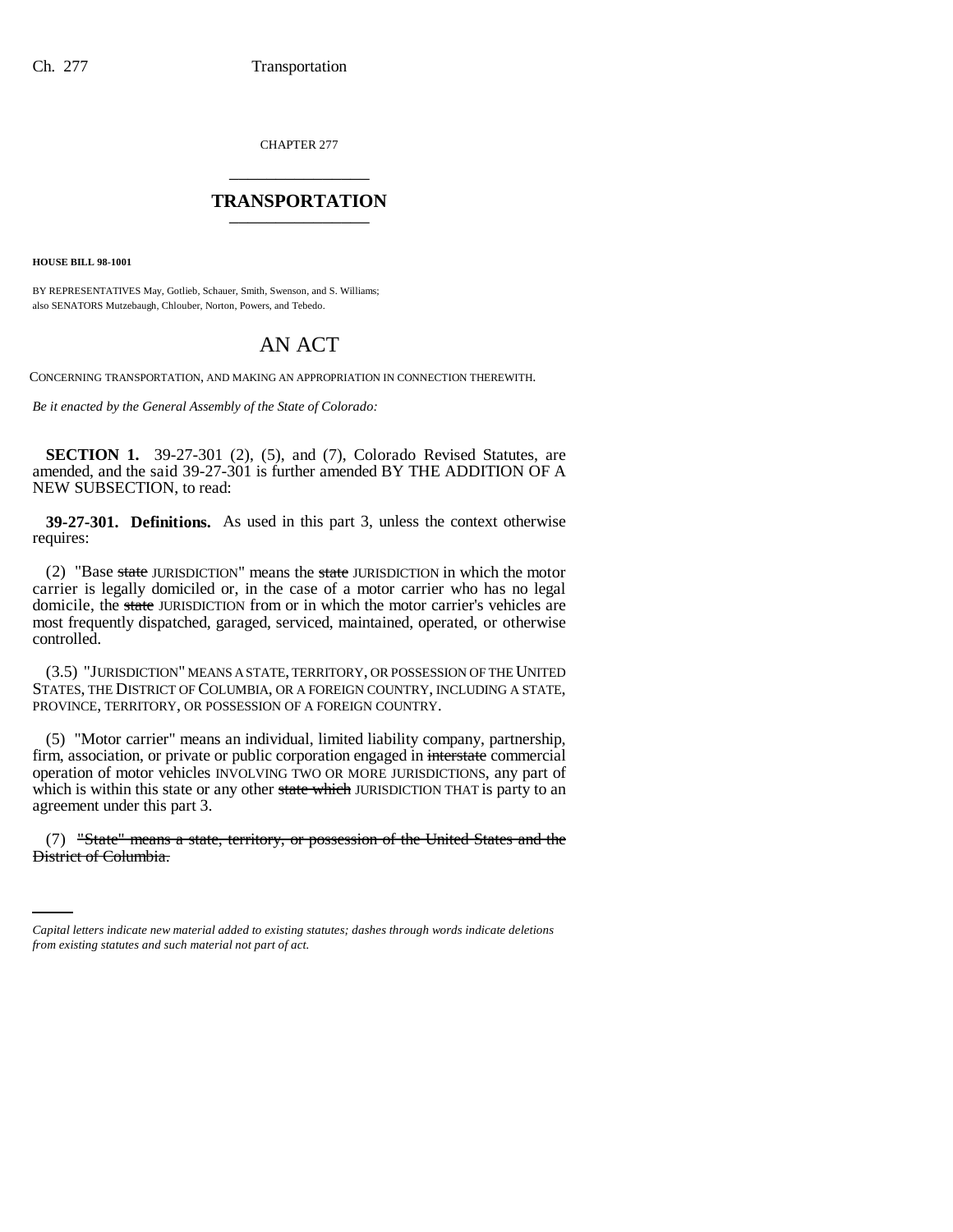CHAPTER 277

## TRANSPORTATION

**HOUSE BILL 98-1001**

BY REPRESENTATIVES May, Gotlieb, Schauer, Smith, Swenson, and S. Williams;
also SENATORS Mutzebaugh, Chlouber, Norton, Powers, and Tebedo.

# AN ACT

CONCERNING TRANSPORTATION, AND MAKING AN APPROPRIATION IN CONNECTION THEREWITH.

*Be it enacted by the General Assembly of the State of Colorado:*

**SECTION 1.** 39-27-301 (2), (5), and (7), Colorado Revised Statutes, are amended, and the said 39-27-301 is further amended BY THE ADDITION OF A NEW SUBSECTION, to read:

**39-27-301. Definitions.** As used in this part 3, unless the context otherwise requires:

(2) "Base ~~state~~ JURISDICTION" means the ~~state~~ JURISDICTION in which the motor carrier is legally domiciled or, in the case of a motor carrier who has no legal domicile, the ~~state~~ JURISDICTION from or in which the motor carrier's vehicles are most frequently dispatched, garaged, serviced, maintained, operated, or otherwise controlled.

(3.5) "JURISDICTION" MEANS A STATE, TERRITORY, OR POSSESSION OF THE UNITED STATES, THE DISTRICT OF COLUMBIA, OR A FOREIGN COUNTRY, INCLUDING A STATE, PROVINCE, TERRITORY, OR POSSESSION OF A FOREIGN COUNTRY.

(5) "Motor carrier" means an individual, limited liability company, partnership, firm, association, or private or public corporation engaged in ~~interstate~~ commercial operation of motor vehicles INVOLVING TWO OR MORE JURISDICTIONS, any part of which is within this state or any other ~~state which~~ JURISDICTION THAT is party to an agreement under this part 3.

(7) ~~"State" means a state, territory, or possession of the United States and the District of Columbia.~~

*Capital letters indicate new material added to existing statutes; dashes through words indicate deletions from existing statutes and such material not part of act.*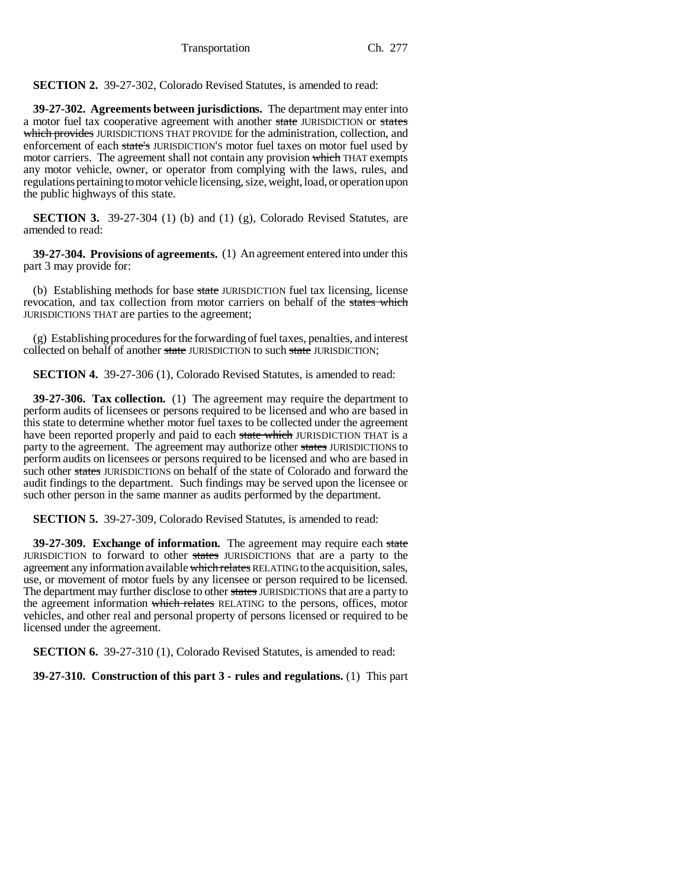**SECTION 2.** 39-27-302, Colorado Revised Statutes, is amended to read:

**39-27-302. Agreements between jurisdictions.** The department may enter into a motor fuel tax cooperative agreement with another ~~state~~ JURISDICTION or ~~states which provides~~ JURISDICTIONS THAT PROVIDE for the administration, collection, and enforcement of each ~~state's~~ JURISDICTION'S motor fuel taxes on motor fuel used by motor carriers. The agreement shall not contain any provision ~~which~~ THAT exempts any motor vehicle, owner, or operator from complying with the laws, rules, and regulations pertaining to motor vehicle licensing, size, weight, load, or operation upon the public highways of this state.

**SECTION 3.** 39-27-304 (1) (b) and (1) (g), Colorado Revised Statutes, are amended to read:

**39-27-304. Provisions of agreements.** (1) An agreement entered into under this part 3 may provide for:

(b) Establishing methods for base ~~state~~ JURISDICTION fuel tax licensing, license revocation, and tax collection from motor carriers on behalf of the ~~states which~~ JURISDICTIONS THAT are parties to the agreement;

(g) Establishing procedures for the forwarding of fuel taxes, penalties, and interest collected on behalf of another ~~state~~ JURISDICTION to such ~~state~~ JURISDICTION;

**SECTION 4.** 39-27-306 (1), Colorado Revised Statutes, is amended to read:

**39-27-306. Tax collection.** (1) The agreement may require the department to perform audits of licensees or persons required to be licensed and who are based in this state to determine whether motor fuel taxes to be collected under the agreement have been reported properly and paid to each ~~state which~~ JURISDICTION THAT is a party to the agreement. The agreement may authorize other ~~states~~ JURISDICTIONS to perform audits on licensees or persons required to be licensed and who are based in such other ~~states~~ JURISDICTIONS on behalf of the state of Colorado and forward the audit findings to the department. Such findings may be served upon the licensee or such other person in the same manner as audits performed by the department.

**SECTION 5.** 39-27-309, Colorado Revised Statutes, is amended to read:

**39-27-309. Exchange of information.** The agreement may require each ~~state~~ JURISDICTION to forward to other ~~states~~ JURISDICTIONS that are a party to the agreement any information available ~~which relates~~ RELATING to the acquisition, sales, use, or movement of motor fuels by any licensee or person required to be licensed. The department may further disclose to other ~~states~~ JURISDICTIONS that are a party to the agreement information ~~which relates~~ RELATING to the persons, offices, motor vehicles, and other real and personal property of persons licensed or required to be licensed under the agreement.

**SECTION 6.** 39-27-310 (1), Colorado Revised Statutes, is amended to read:

**39-27-310. Construction of this part 3 - rules and regulations.** (1) This part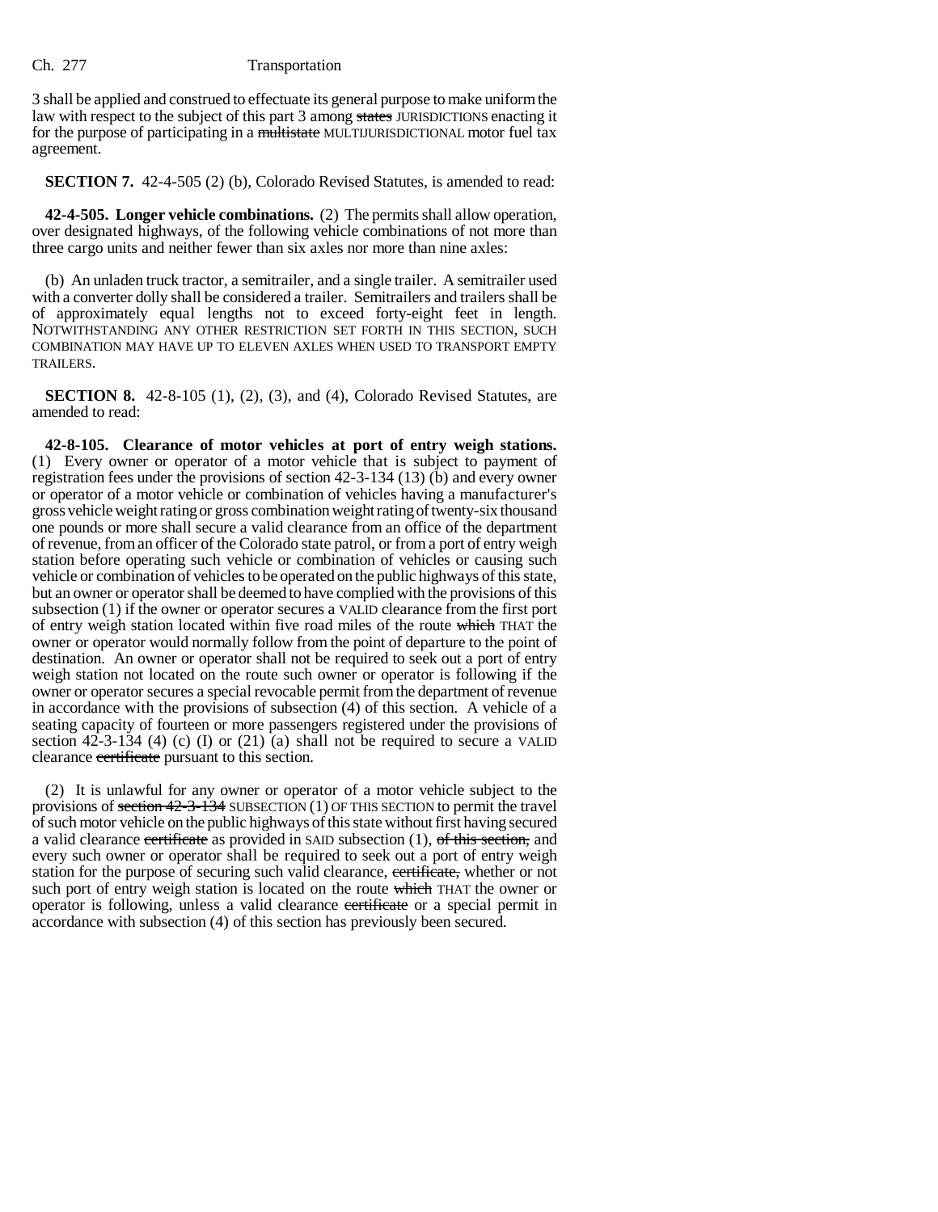3 shall be applied and construed to effectuate its general purpose to make uniform the law with respect to the subject of this part 3 among ~~states~~ JURISDICTIONS enacting it for the purpose of participating in a ~~multistate~~ MULTIJURISDICTIONAL motor fuel tax agreement.

**SECTION 7.** 42-4-505 (2) (b), Colorado Revised Statutes, is amended to read:

**42-4-505. Longer vehicle combinations.** (2) The permits shall allow operation, over designated highways, of the following vehicle combinations of not more than three cargo units and neither fewer than six axles nor more than nine axles:

(b) An unladen truck tractor, a semitrailer, and a single trailer. A semitrailer used with a converter dolly shall be considered a trailer. Semitrailers and trailers shall be of approximately equal lengths not to exceed forty-eight feet in length. NOTWITHSTANDING ANY OTHER RESTRICTION SET FORTH IN THIS SECTION, SUCH COMBINATION MAY HAVE UP TO ELEVEN AXLES WHEN USED TO TRANSPORT EMPTY TRAILERS.

**SECTION 8.** 42-8-105 (1), (2), (3), and (4), Colorado Revised Statutes, are amended to read:

**42-8-105. Clearance of motor vehicles at port of entry weigh stations.** (1) Every owner or operator of a motor vehicle that is subject to payment of registration fees under the provisions of section 42-3-134 (13) (b) and every owner or operator of a motor vehicle or combination of vehicles having a manufacturer's gross vehicle weight rating or gross combination weight rating of twenty-six thousand one pounds or more shall secure a valid clearance from an office of the department of revenue, from an officer of the Colorado state patrol, or from a port of entry weigh station before operating such vehicle or combination of vehicles or causing such vehicle or combination of vehicles to be operated on the public highways of this state, but an owner or operator shall be deemed to have complied with the provisions of this subsection (1) if the owner or operator secures a VALID clearance from the first port of entry weigh station located within five road miles of the route ~~which~~ THAT the owner or operator would normally follow from the point of departure to the point of destination. An owner or operator shall not be required to seek out a port of entry weigh station not located on the route such owner or operator is following if the owner or operator secures a special revocable permit from the department of revenue in accordance with the provisions of subsection (4) of this section. A vehicle of a seating capacity of fourteen or more passengers registered under the provisions of section 42-3-134 (4) (c) (I) or (21) (a) shall not be required to secure a VALID clearance ~~certificate~~ pursuant to this section.

(2) It is unlawful for any owner or operator of a motor vehicle subject to the provisions of ~~section 42-3-134~~ SUBSECTION (1) OF THIS SECTION to permit the travel of such motor vehicle on the public highways of this state without first having secured a valid clearance ~~certificate~~ as provided in SAID subsection (1), ~~of this section,~~ and every such owner or operator shall be required to seek out a port of entry weigh station for the purpose of securing such valid clearance, ~~certificate,~~ whether or not such port of entry weigh station is located on the route ~~which~~ THAT the owner or operator is following, unless a valid clearance ~~certificate~~ or a special permit in accordance with subsection (4) of this section has previously been secured.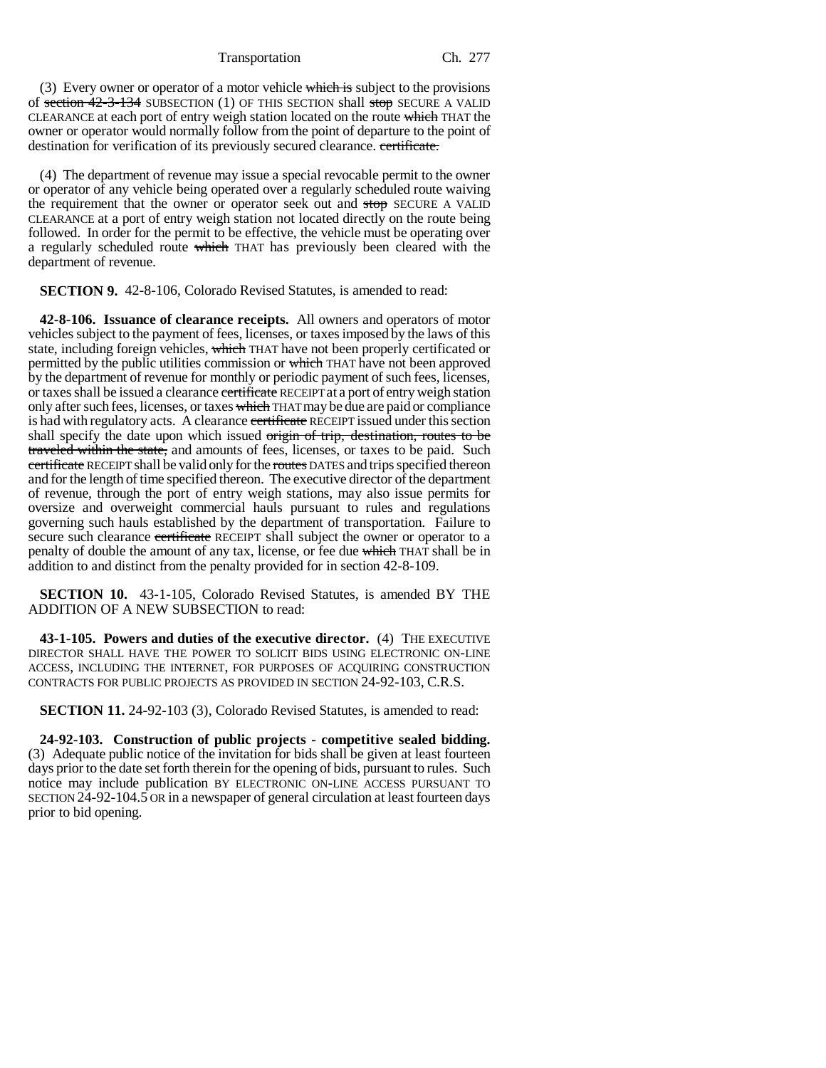(3) Every owner or operator of a motor vehicle ~~which is~~ subject to the provisions of ~~section 42-3-134~~ SUBSECTION (1) OF THIS SECTION shall ~~stop~~ SECURE A VALID CLEARANCE at each port of entry weigh station located on the route ~~which~~ THAT the owner or operator would normally follow from the point of departure to the point of destination for verification of its previously secured clearance. ~~certificate.~~

(4) The department of revenue may issue a special revocable permit to the owner or operator of any vehicle being operated over a regularly scheduled route waiving the requirement that the owner or operator seek out and ~~stop~~ SECURE A VALID CLEARANCE at a port of entry weigh station not located directly on the route being followed. In order for the permit to be effective, the vehicle must be operating over a regularly scheduled route ~~which~~ THAT has previously been cleared with the department of revenue.

**SECTION 9.** 42-8-106, Colorado Revised Statutes, is amended to read:

**42-8-106. Issuance of clearance receipts.** All owners and operators of motor vehicles subject to the payment of fees, licenses, or taxes imposed by the laws of this state, including foreign vehicles, ~~which~~ THAT have not been properly certificated or permitted by the public utilities commission or ~~which~~ THAT have not been approved by the department of revenue for monthly or periodic payment of such fees, licenses, or taxes shall be issued a clearance ~~certificate~~ RECEIPT at a port of entry weigh station only after such fees, licenses, or taxes ~~which~~ THAT may be due are paid or compliance is had with regulatory acts. A clearance ~~certificate~~ RECEIPT issued under this section shall specify the date upon which issued ~~origin of trip, destination, routes to be traveled within the state,~~ and amounts of fees, licenses, or taxes to be paid. Such ~~certificate~~ RECEIPT shall be valid only for the ~~routes~~ DATES and trips specified thereon and for the length of time specified thereon. The executive director of the department of revenue, through the port of entry weigh stations, may also issue permits for oversize and overweight commercial hauls pursuant to rules and regulations governing such hauls established by the department of transportation. Failure to secure such clearance ~~certificate~~ RECEIPT shall subject the owner or operator to a penalty of double the amount of any tax, license, or fee due ~~which~~ THAT shall be in addition to and distinct from the penalty provided for in section 42-8-109.

**SECTION 10.** 43-1-105, Colorado Revised Statutes, is amended BY THE ADDITION OF A NEW SUBSECTION to read:

**43-1-105. Powers and duties of the executive director.** (4) THE EXECUTIVE DIRECTOR SHALL HAVE THE POWER TO SOLICIT BIDS USING ELECTRONIC ON-LINE ACCESS, INCLUDING THE INTERNET, FOR PURPOSES OF ACQUIRING CONSTRUCTION CONTRACTS FOR PUBLIC PROJECTS AS PROVIDED IN SECTION 24-92-103, C.R.S.

**SECTION 11.** 24-92-103 (3), Colorado Revised Statutes, is amended to read:

**24-92-103. Construction of public projects - competitive sealed bidding.** (3) Adequate public notice of the invitation for bids shall be given at least fourteen days prior to the date set forth therein for the opening of bids, pursuant to rules. Such notice may include publication BY ELECTRONIC ON-LINE ACCESS PURSUANT TO SECTION 24-92-104.5 OR in a newspaper of general circulation at least fourteen days prior to bid opening.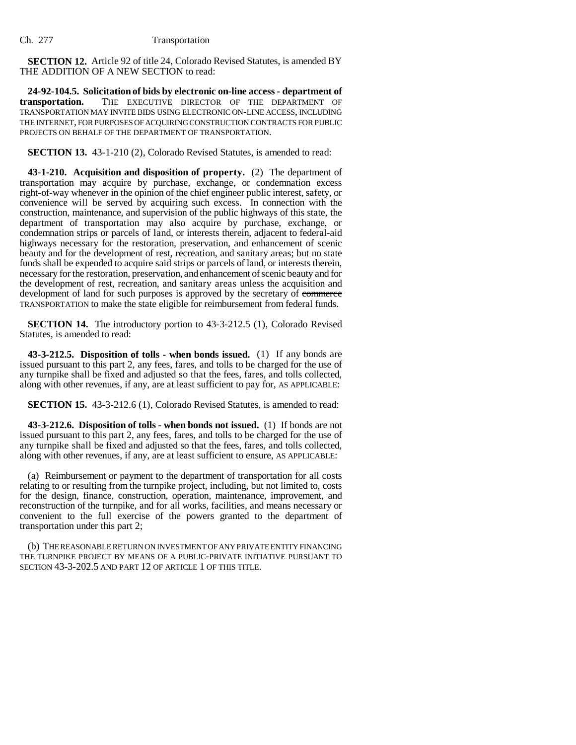**SECTION 12.** Article 92 of title 24, Colorado Revised Statutes, is amended BY THE ADDITION OF A NEW SECTION to read:

**24-92-104.5. Solicitation of bids by electronic on-line access - department of transportation.** THE EXECUTIVE DIRECTOR OF THE DEPARTMENT OF TRANSPORTATION MAY INVITE BIDS USING ELECTRONIC ON-LINE ACCESS, INCLUDING THE INTERNET, FOR PURPOSES OF ACQUIRING CONSTRUCTION CONTRACTS FOR PUBLIC PROJECTS ON BEHALF OF THE DEPARTMENT OF TRANSPORTATION.

**SECTION 13.** 43-1-210 (2), Colorado Revised Statutes, is amended to read:

**43-1-210. Acquisition and disposition of property.** (2) The department of transportation may acquire by purchase, exchange, or condemnation excess right-of-way whenever in the opinion of the chief engineer public interest, safety, or convenience will be served by acquiring such excess. In connection with the construction, maintenance, and supervision of the public highways of this state, the department of transportation may also acquire by purchase, exchange, or condemnation strips or parcels of land, or interests therein, adjacent to federal-aid highways necessary for the restoration, preservation, and enhancement of scenic beauty and for the development of rest, recreation, and sanitary areas; but no state funds shall be expended to acquire said strips or parcels of land, or interests therein, necessary for the restoration, preservation, and enhancement of scenic beauty and for the development of rest, recreation, and sanitary areas unless the acquisition and development of land for such purposes is approved by the secretary of ~~commerce~~ TRANSPORTATION to make the state eligible for reimbursement from federal funds.

**SECTION 14.** The introductory portion to 43-3-212.5 (1), Colorado Revised Statutes, is amended to read:

**43-3-212.5. Disposition of tolls - when bonds issued.** (1) If any bonds are issued pursuant to this part 2, any fees, fares, and tolls to be charged for the use of any turnpike shall be fixed and adjusted so that the fees, fares, and tolls collected, along with other revenues, if any, are at least sufficient to pay for, AS APPLICABLE:

**SECTION 15.** 43-3-212.6 (1), Colorado Revised Statutes, is amended to read:

**43-3-212.6. Disposition of tolls - when bonds not issued.** (1) If bonds are not issued pursuant to this part 2, any fees, fares, and tolls to be charged for the use of any turnpike shall be fixed and adjusted so that the fees, fares, and tolls collected, along with other revenues, if any, are at least sufficient to ensure, AS APPLICABLE:

(a) Reimbursement or payment to the department of transportation for all costs relating to or resulting from the turnpike project, including, but not limited to, costs for the design, finance, construction, operation, maintenance, improvement, and reconstruction of the turnpike, and for all works, facilities, and means necessary or convenient to the full exercise of the powers granted to the department of transportation under this part 2;

(b) THE REASONABLE RETURN ON INVESTMENT OF ANY PRIVATE ENTITY FINANCING THE TURNPIKE PROJECT BY MEANS OF A PUBLIC-PRIVATE INITIATIVE PURSUANT TO SECTION 43-3-202.5 AND PART 12 OF ARTICLE 1 OF THIS TITLE.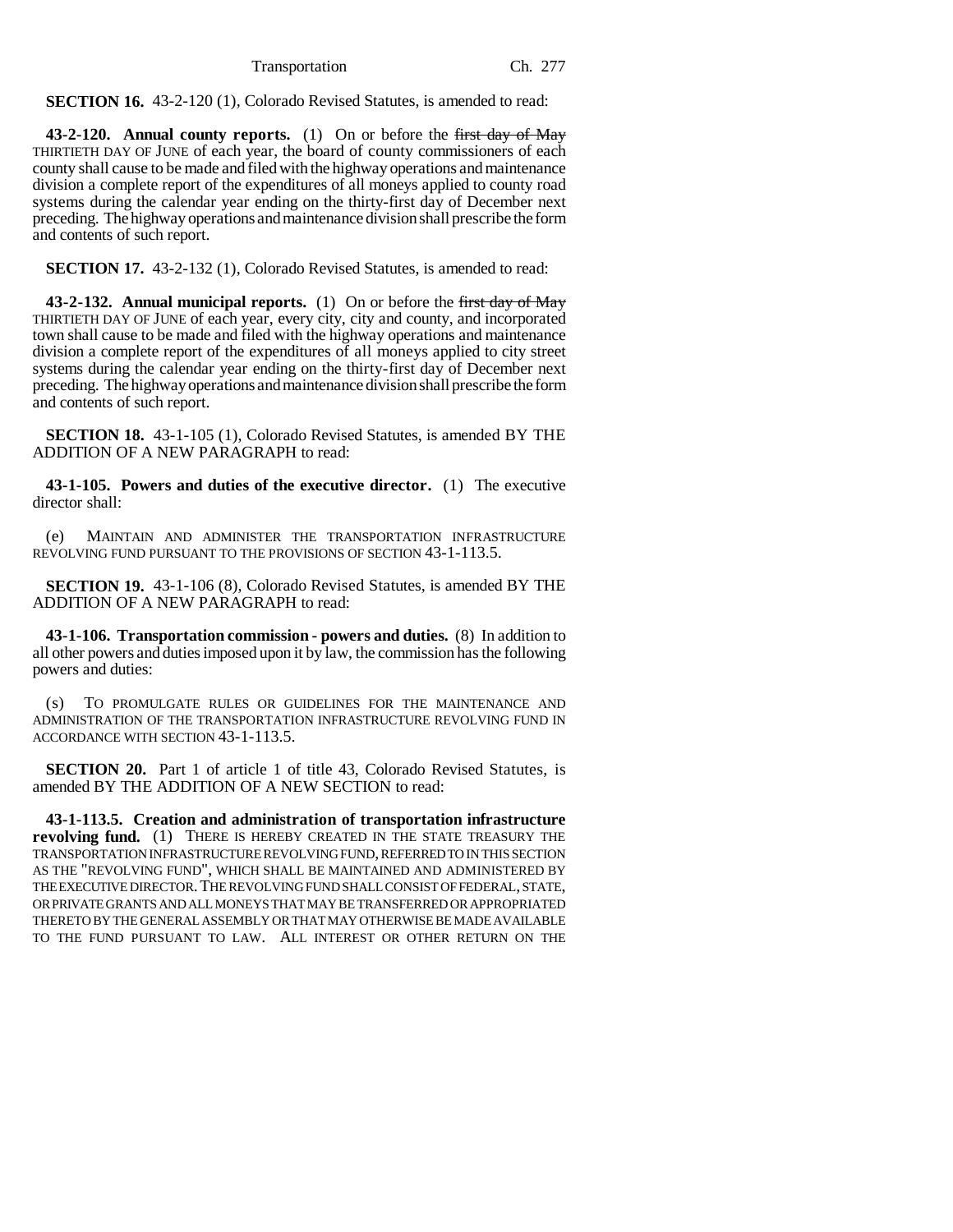**SECTION 16.** 43-2-120 (1), Colorado Revised Statutes, is amended to read:

**43-2-120. Annual county reports.** (1) On or before the ~~first day of May~~ THIRTIETH DAY OF JUNE of each year, the board of county commissioners of each county shall cause to be made and filed with the highway operations and maintenance division a complete report of the expenditures of all moneys applied to county road systems during the calendar year ending on the thirty-first day of December next preceding. The highway operations and maintenance division shall prescribe the form and contents of such report.

**SECTION 17.** 43-2-132 (1), Colorado Revised Statutes, is amended to read:

**43-2-132. Annual municipal reports.** (1) On or before the ~~first day of May~~ THIRTIETH DAY OF JUNE of each year, every city, city and county, and incorporated town shall cause to be made and filed with the highway operations and maintenance division a complete report of the expenditures of all moneys applied to city street systems during the calendar year ending on the thirty-first day of December next preceding. The highway operations and maintenance division shall prescribe the form and contents of such report.

**SECTION 18.** 43-1-105 (1), Colorado Revised Statutes, is amended BY THE ADDITION OF A NEW PARAGRAPH to read:

**43-1-105. Powers and duties of the executive director.** (1) The executive director shall:

(e) MAINTAIN AND ADMINISTER THE TRANSPORTATION INFRASTRUCTURE REVOLVING FUND PURSUANT TO THE PROVISIONS OF SECTION 43-1-113.5.

**SECTION 19.** 43-1-106 (8), Colorado Revised Statutes, is amended BY THE ADDITION OF A NEW PARAGRAPH to read:

**43-1-106. Transportation commission - powers and duties.** (8) In addition to all other powers and duties imposed upon it by law, the commission has the following powers and duties:

(s) TO PROMULGATE RULES OR GUIDELINES FOR THE MAINTENANCE AND ADMINISTRATION OF THE TRANSPORTATION INFRASTRUCTURE REVOLVING FUND IN ACCORDANCE WITH SECTION 43-1-113.5.

**SECTION 20.** Part 1 of article 1 of title 43, Colorado Revised Statutes, is amended BY THE ADDITION OF A NEW SECTION to read:

**43-1-113.5. Creation and administration of transportation infrastructure revolving fund.** (1) THERE IS HEREBY CREATED IN THE STATE TREASURY THE TRANSPORTATION INFRASTRUCTURE REVOLVING FUND, REFERRED TO IN THIS SECTION AS THE "REVOLVING FUND", WHICH SHALL BE MAINTAINED AND ADMINISTERED BY THE EXECUTIVE DIRECTOR. THE REVOLVING FUND SHALL CONSIST OF FEDERAL, STATE, OR PRIVATE GRANTS AND ALL MONEYS THAT MAY BE TRANSFERRED OR APPROPRIATED THERETO BY THE GENERAL ASSEMBLY OR THAT MAY OTHERWISE BE MADE AVAILABLE TO THE FUND PURSUANT TO LAW. ALL INTEREST OR OTHER RETURN ON THE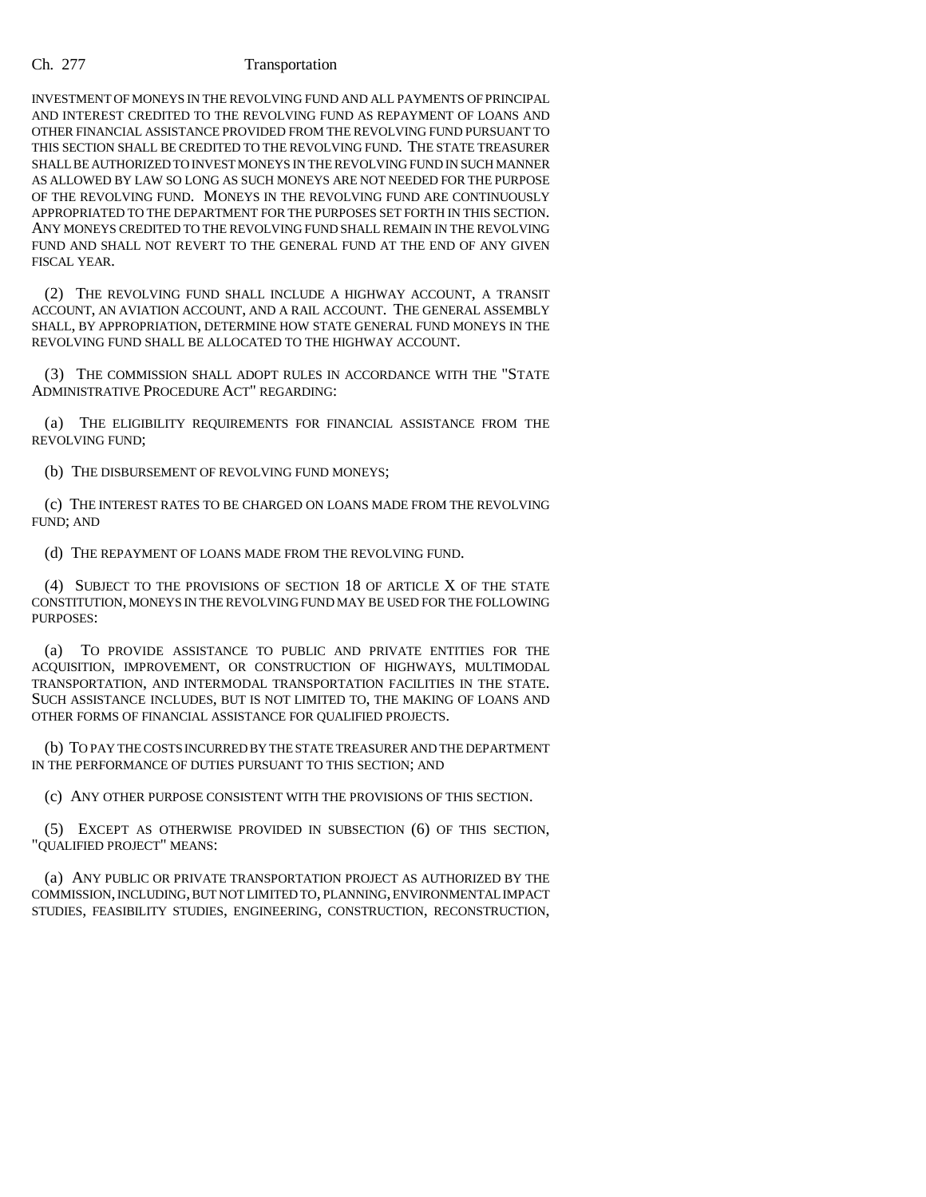INVESTMENT OF MONEYS IN THE REVOLVING FUND AND ALL PAYMENTS OF PRINCIPAL AND INTEREST CREDITED TO THE REVOLVING FUND AS REPAYMENT OF LOANS AND OTHER FINANCIAL ASSISTANCE PROVIDED FROM THE REVOLVING FUND PURSUANT TO THIS SECTION SHALL BE CREDITED TO THE REVOLVING FUND. THE STATE TREASURER SHALL BE AUTHORIZED TO INVEST MONEYS IN THE REVOLVING FUND IN SUCH MANNER AS ALLOWED BY LAW SO LONG AS SUCH MONEYS ARE NOT NEEDED FOR THE PURPOSE OF THE REVOLVING FUND. MONEYS IN THE REVOLVING FUND ARE CONTINUOUSLY APPROPRIATED TO THE DEPARTMENT FOR THE PURPOSES SET FORTH IN THIS SECTION. ANY MONEYS CREDITED TO THE REVOLVING FUND SHALL REMAIN IN THE REVOLVING FUND AND SHALL NOT REVERT TO THE GENERAL FUND AT THE END OF ANY GIVEN FISCAL YEAR.

(2) THE REVOLVING FUND SHALL INCLUDE A HIGHWAY ACCOUNT, A TRANSIT ACCOUNT, AN AVIATION ACCOUNT, AND A RAIL ACCOUNT. THE GENERAL ASSEMBLY SHALL, BY APPROPRIATION, DETERMINE HOW STATE GENERAL FUND MONEYS IN THE REVOLVING FUND SHALL BE ALLOCATED TO THE HIGHWAY ACCOUNT.

(3) THE COMMISSION SHALL ADOPT RULES IN ACCORDANCE WITH THE "STATE ADMINISTRATIVE PROCEDURE ACT" REGARDING:

(a) THE ELIGIBILITY REQUIREMENTS FOR FINANCIAL ASSISTANCE FROM THE REVOLVING FUND;

(b) THE DISBURSEMENT OF REVOLVING FUND MONEYS;

(c) THE INTEREST RATES TO BE CHARGED ON LOANS MADE FROM THE REVOLVING FUND; AND

(d) THE REPAYMENT OF LOANS MADE FROM THE REVOLVING FUND.

(4) SUBJECT TO THE PROVISIONS OF SECTION 18 OF ARTICLE X OF THE STATE CONSTITUTION, MONEYS IN THE REVOLVING FUND MAY BE USED FOR THE FOLLOWING PURPOSES:

(a) TO PROVIDE ASSISTANCE TO PUBLIC AND PRIVATE ENTITIES FOR THE ACQUISITION, IMPROVEMENT, OR CONSTRUCTION OF HIGHWAYS, MULTIMODAL TRANSPORTATION, AND INTERMODAL TRANSPORTATION FACILITIES IN THE STATE. SUCH ASSISTANCE INCLUDES, BUT IS NOT LIMITED TO, THE MAKING OF LOANS AND OTHER FORMS OF FINANCIAL ASSISTANCE FOR QUALIFIED PROJECTS.

(b) TO PAY THE COSTS INCURRED BY THE STATE TREASURER AND THE DEPARTMENT IN THE PERFORMANCE OF DUTIES PURSUANT TO THIS SECTION; AND

(c) ANY OTHER PURPOSE CONSISTENT WITH THE PROVISIONS OF THIS SECTION.

(5) EXCEPT AS OTHERWISE PROVIDED IN SUBSECTION (6) OF THIS SECTION, "QUALIFIED PROJECT" MEANS:

(a) ANY PUBLIC OR PRIVATE TRANSPORTATION PROJECT AS AUTHORIZED BY THE COMMISSION, INCLUDING, BUT NOT LIMITED TO, PLANNING, ENVIRONMENTAL IMPACT STUDIES, FEASIBILITY STUDIES, ENGINEERING, CONSTRUCTION, RECONSTRUCTION,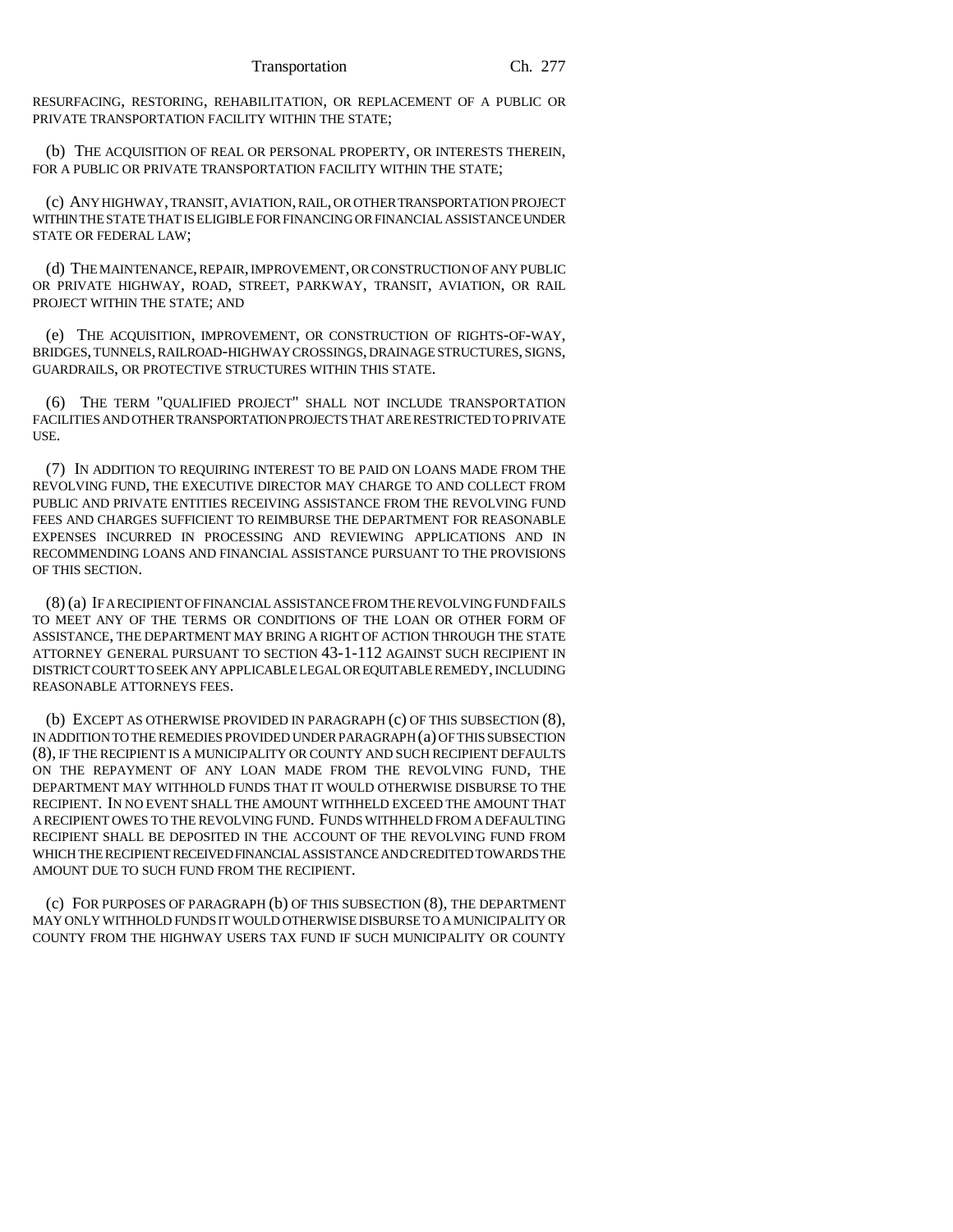RESURFACING, RESTORING, REHABILITATION, OR REPLACEMENT OF A PUBLIC OR PRIVATE TRANSPORTATION FACILITY WITHIN THE STATE;

(b) THE ACQUISITION OF REAL OR PERSONAL PROPERTY, OR INTERESTS THEREIN, FOR A PUBLIC OR PRIVATE TRANSPORTATION FACILITY WITHIN THE STATE;

(c) ANY HIGHWAY, TRANSIT, AVIATION, RAIL, OR OTHER TRANSPORTATION PROJECT WITHIN THE STATE THAT IS ELIGIBLE FOR FINANCING OR FINANCIAL ASSISTANCE UNDER STATE OR FEDERAL LAW;

(d) THE MAINTENANCE, REPAIR, IMPROVEMENT, OR CONSTRUCTION OF ANY PUBLIC OR PRIVATE HIGHWAY, ROAD, STREET, PARKWAY, TRANSIT, AVIATION, OR RAIL PROJECT WITHIN THE STATE; AND

(e) THE ACQUISITION, IMPROVEMENT, OR CONSTRUCTION OF RIGHTS-OF-WAY, BRIDGES, TUNNELS, RAILROAD-HIGHWAY CROSSINGS, DRAINAGE STRUCTURES, SIGNS, GUARDRAILS, OR PROTECTIVE STRUCTURES WITHIN THIS STATE.

(6) THE TERM "QUALIFIED PROJECT" SHALL NOT INCLUDE TRANSPORTATION FACILITIES AND OTHER TRANSPORTATION PROJECTS THAT ARE RESTRICTED TO PRIVATE USE.

(7) IN ADDITION TO REQUIRING INTEREST TO BE PAID ON LOANS MADE FROM THE REVOLVING FUND, THE EXECUTIVE DIRECTOR MAY CHARGE TO AND COLLECT FROM PUBLIC AND PRIVATE ENTITIES RECEIVING ASSISTANCE FROM THE REVOLVING FUND FEES AND CHARGES SUFFICIENT TO REIMBURSE THE DEPARTMENT FOR REASONABLE EXPENSES INCURRED IN PROCESSING AND REVIEWING APPLICATIONS AND IN RECOMMENDING LOANS AND FINANCIAL ASSISTANCE PURSUANT TO THE PROVISIONS OF THIS SECTION.

(8) (a) IF A RECIPIENT OF FINANCIAL ASSISTANCE FROM THE REVOLVING FUND FAILS TO MEET ANY OF THE TERMS OR CONDITIONS OF THE LOAN OR OTHER FORM OF ASSISTANCE, THE DEPARTMENT MAY BRING A RIGHT OF ACTION THROUGH THE STATE ATTORNEY GENERAL PURSUANT TO SECTION 43-1-112 AGAINST SUCH RECIPIENT IN DISTRICT COURT TO SEEK ANY APPLICABLE LEGAL OR EQUITABLE REMEDY, INCLUDING REASONABLE ATTORNEYS FEES.

(b) EXCEPT AS OTHERWISE PROVIDED IN PARAGRAPH (c) OF THIS SUBSECTION (8), IN ADDITION TO THE REMEDIES PROVIDED UNDER PARAGRAPH (a) OF THIS SUBSECTION (8), IF THE RECIPIENT IS A MUNICIPALITY OR COUNTY AND SUCH RECIPIENT DEFAULTS ON THE REPAYMENT OF ANY LOAN MADE FROM THE REVOLVING FUND, THE DEPARTMENT MAY WITHHOLD FUNDS THAT IT WOULD OTHERWISE DISBURSE TO THE RECIPIENT. IN NO EVENT SHALL THE AMOUNT WITHHELD EXCEED THE AMOUNT THAT A RECIPIENT OWES TO THE REVOLVING FUND. FUNDS WITHHELD FROM A DEFAULTING RECIPIENT SHALL BE DEPOSITED IN THE ACCOUNT OF THE REVOLVING FUND FROM WHICH THE RECIPIENT RECEIVED FINANCIAL ASSISTANCE AND CREDITED TOWARDS THE AMOUNT DUE TO SUCH FUND FROM THE RECIPIENT.

(c) FOR PURPOSES OF PARAGRAPH (b) OF THIS SUBSECTION (8), THE DEPARTMENT MAY ONLY WITHHOLD FUNDS IT WOULD OTHERWISE DISBURSE TO A MUNICIPALITY OR COUNTY FROM THE HIGHWAY USERS TAX FUND IF SUCH MUNICIPALITY OR COUNTY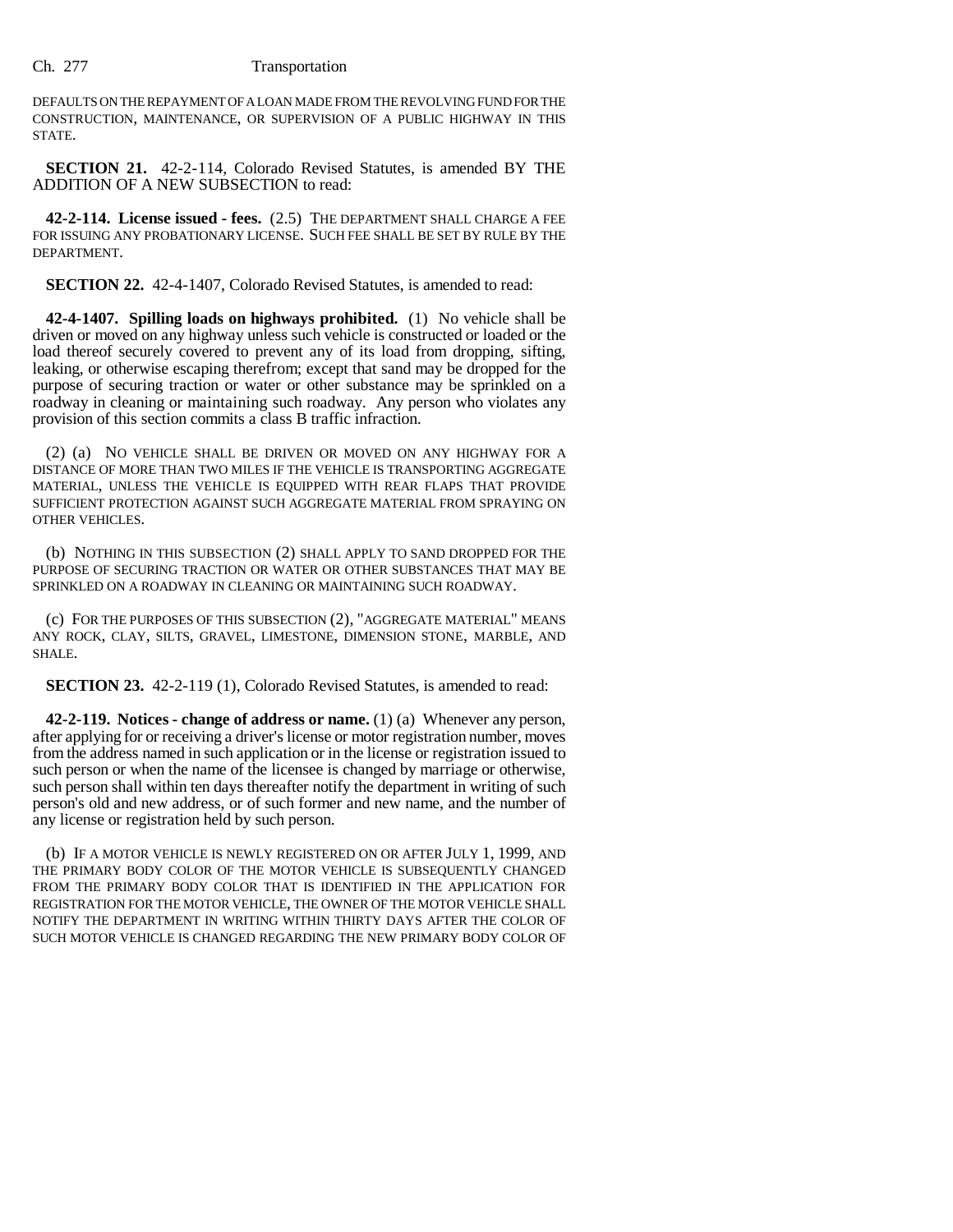DEFAULTS ON THE REPAYMENT OF A LOAN MADE FROM THE REVOLVING FUND FOR THE CONSTRUCTION, MAINTENANCE, OR SUPERVISION OF A PUBLIC HIGHWAY IN THIS STATE.

**SECTION 21.** 42-2-114, Colorado Revised Statutes, is amended BY THE ADDITION OF A NEW SUBSECTION to read:

**42-2-114. License issued - fees.** (2.5) THE DEPARTMENT SHALL CHARGE A FEE FOR ISSUING ANY PROBATIONARY LICENSE. SUCH FEE SHALL BE SET BY RULE BY THE DEPARTMENT.

**SECTION 22.** 42-4-1407, Colorado Revised Statutes, is amended to read:

**42-4-1407. Spilling loads on highways prohibited.** (1) No vehicle shall be driven or moved on any highway unless such vehicle is constructed or loaded or the load thereof securely covered to prevent any of its load from dropping, sifting, leaking, or otherwise escaping therefrom; except that sand may be dropped for the purpose of securing traction or water or other substance may be sprinkled on a roadway in cleaning or maintaining such roadway. Any person who violates any provision of this section commits a class B traffic infraction.

(2) (a) NO VEHICLE SHALL BE DRIVEN OR MOVED ON ANY HIGHWAY FOR A DISTANCE OF MORE THAN TWO MILES IF THE VEHICLE IS TRANSPORTING AGGREGATE MATERIAL, UNLESS THE VEHICLE IS EQUIPPED WITH REAR FLAPS THAT PROVIDE SUFFICIENT PROTECTION AGAINST SUCH AGGREGATE MATERIAL FROM SPRAYING ON OTHER VEHICLES.

(b) NOTHING IN THIS SUBSECTION (2) SHALL APPLY TO SAND DROPPED FOR THE PURPOSE OF SECURING TRACTION OR WATER OR OTHER SUBSTANCES THAT MAY BE SPRINKLED ON A ROADWAY IN CLEANING OR MAINTAINING SUCH ROADWAY.

(c) FOR THE PURPOSES OF THIS SUBSECTION (2), "AGGREGATE MATERIAL" MEANS ANY ROCK, CLAY, SILTS, GRAVEL, LIMESTONE, DIMENSION STONE, MARBLE, AND SHALE.

**SECTION 23.** 42-2-119 (1), Colorado Revised Statutes, is amended to read:

**42-2-119. Notices - change of address or name.** (1) (a) Whenever any person, after applying for or receiving a driver's license or motor registration number, moves from the address named in such application or in the license or registration issued to such person or when the name of the licensee is changed by marriage or otherwise, such person shall within ten days thereafter notify the department in writing of such person's old and new address, or of such former and new name, and the number of any license or registration held by such person.

(b) IF A MOTOR VEHICLE IS NEWLY REGISTERED ON OR AFTER JULY 1, 1999, AND THE PRIMARY BODY COLOR OF THE MOTOR VEHICLE IS SUBSEQUENTLY CHANGED FROM THE PRIMARY BODY COLOR THAT IS IDENTIFIED IN THE APPLICATION FOR REGISTRATION FOR THE MOTOR VEHICLE, THE OWNER OF THE MOTOR VEHICLE SHALL NOTIFY THE DEPARTMENT IN WRITING WITHIN THIRTY DAYS AFTER THE COLOR OF SUCH MOTOR VEHICLE IS CHANGED REGARDING THE NEW PRIMARY BODY COLOR OF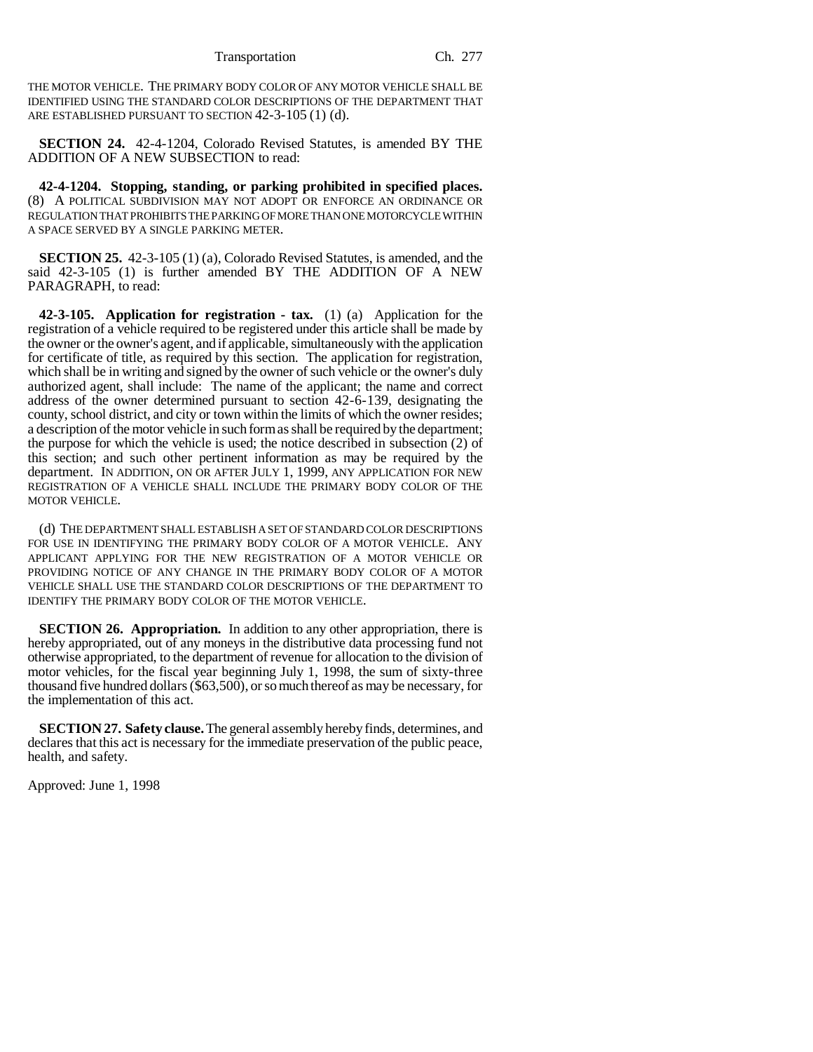THE MOTOR VEHICLE. THE PRIMARY BODY COLOR OF ANY MOTOR VEHICLE SHALL BE IDENTIFIED USING THE STANDARD COLOR DESCRIPTIONS OF THE DEPARTMENT THAT ARE ESTABLISHED PURSUANT TO SECTION 42-3-105 (1) (d).

**SECTION 24.** 42-4-1204, Colorado Revised Statutes, is amended BY THE ADDITION OF A NEW SUBSECTION to read:

**42-4-1204. Stopping, standing, or parking prohibited in specified places.** (8) A POLITICAL SUBDIVISION MAY NOT ADOPT OR ENFORCE AN ORDINANCE OR REGULATION THAT PROHIBITS THE PARKING OF MORE THAN ONE MOTORCYCLE WITHIN A SPACE SERVED BY A SINGLE PARKING METER.

**SECTION 25.** 42-3-105 (1) (a), Colorado Revised Statutes, is amended, and the said 42-3-105 (1) is further amended BY THE ADDITION OF A NEW PARAGRAPH, to read:

**42-3-105. Application for registration - tax.** (1) (a) Application for the registration of a vehicle required to be registered under this article shall be made by the owner or the owner's agent, and if applicable, simultaneously with the application for certificate of title, as required by this section. The application for registration, which shall be in writing and signed by the owner of such vehicle or the owner's duly authorized agent, shall include: The name of the applicant; the name and correct address of the owner determined pursuant to section 42-6-139, designating the county, school district, and city or town within the limits of which the owner resides; a description of the motor vehicle in such form as shall be required by the department; the purpose for which the vehicle is used; the notice described in subsection (2) of this section; and such other pertinent information as may be required by the department. IN ADDITION, ON OR AFTER JULY 1, 1999, ANY APPLICATION FOR NEW REGISTRATION OF A VEHICLE SHALL INCLUDE THE PRIMARY BODY COLOR OF THE MOTOR VEHICLE.

(d) THE DEPARTMENT SHALL ESTABLISH A SET OF STANDARD COLOR DESCRIPTIONS FOR USE IN IDENTIFYING THE PRIMARY BODY COLOR OF A MOTOR VEHICLE. ANY APPLICANT APPLYING FOR THE NEW REGISTRATION OF A MOTOR VEHICLE OR PROVIDING NOTICE OF ANY CHANGE IN THE PRIMARY BODY COLOR OF A MOTOR VEHICLE SHALL USE THE STANDARD COLOR DESCRIPTIONS OF THE DEPARTMENT TO IDENTIFY THE PRIMARY BODY COLOR OF THE MOTOR VEHICLE.

**SECTION 26. Appropriation.** In addition to any other appropriation, there is hereby appropriated, out of any moneys in the distributive data processing fund not otherwise appropriated, to the department of revenue for allocation to the division of motor vehicles, for the fiscal year beginning July 1, 1998, the sum of sixty-three thousand five hundred dollars ($63,500), or so much thereof as may be necessary, for the implementation of this act.

**SECTION 27. Safety clause.** The general assembly hereby finds, determines, and declares that this act is necessary for the immediate preservation of the public peace, health, and safety.

Approved: June 1, 1998